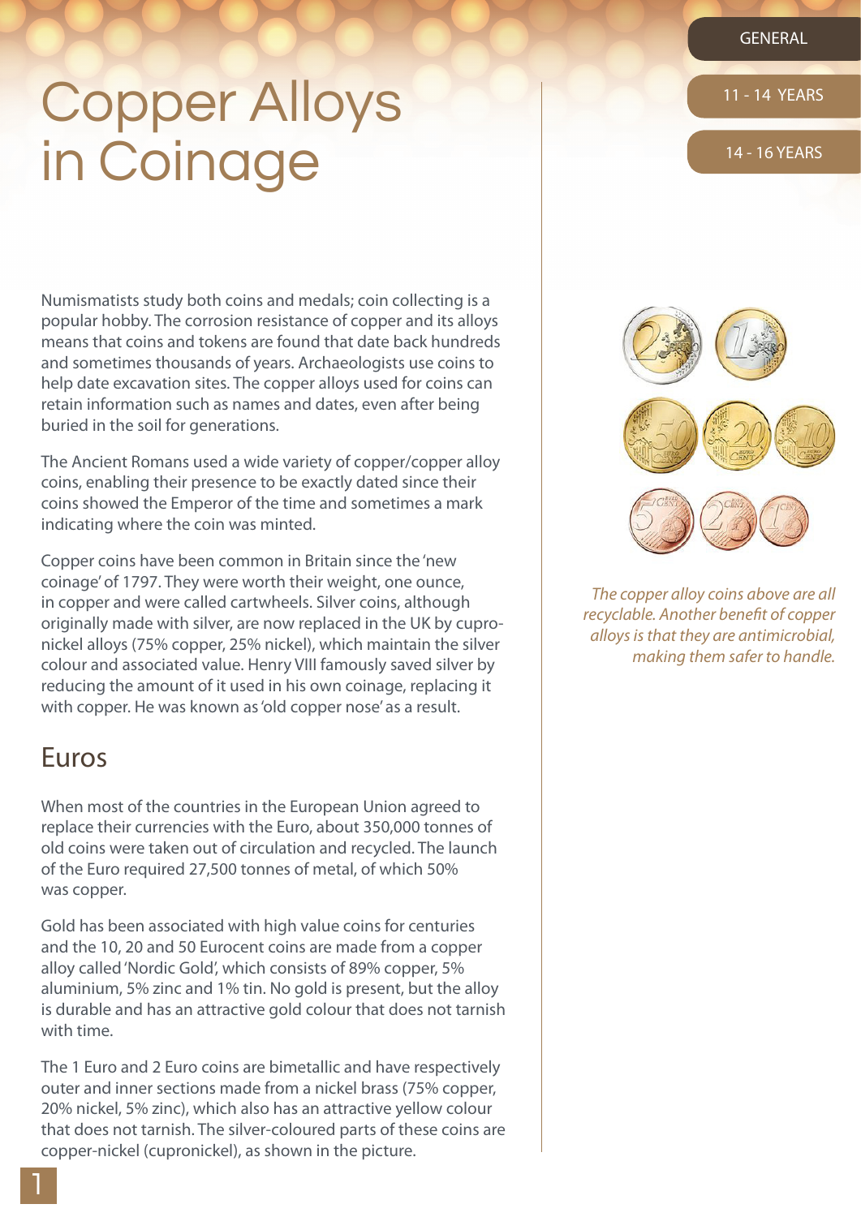# Copper Alloys in Coinage

GENERAL

11 - 14 YEARS

14 - 16 YEARS

Numismatists study both coins and medals; coin collecting is a popular hobby. The corrosion resistance of copper and its alloys means that coins and tokens are found that date back hundreds and sometimes thousands of years. Archaeologists use coins to help date excavation sites. The copper alloys used for coins can retain information such as names and dates, even after being buried in the soil for generations.

The Ancient Romans used a wide variety of copper/copper alloy coins, enabling their presence to be exactly dated since their coins showed the Emperor of the time and sometimes a mark indicating where the coin was minted.

Copper coins have been common in Britain since the 'new coinage' of 1797. They were worth their weight, one ounce, in copper and were called cartwheels. Silver coins, although originally made with silver, are now replaced in the UK by cupro-nickel alloys (75% copper, 25% nickel), which maintain the silver colour and associated value. Henry VIII famously saved silver by reducing the amount of it used in his own coinage, replacing it with copper. He was known as 'old copper nose' as a result.

*The copper alloy coins above are all recyclable. Another benefit of copper alloys is that they are antimicrobial, making them safer to handle.*

## Euros

When most of the countries in the European Union agreed to replace their currencies with the Euro, about 350,000 tonnes of old coins were taken out of circulation and recycled. The launch of the Euro required 27,500 tonnes of metal, of which 50% was copper.

Gold has been associated with high value coins for centuries and the 10, 20 and 50 Eurocent coins are made from a copper alloy called 'Nordic Gold', which consists of 89% copper, 5% aluminium, 5% zinc and 1% tin. No gold is present, but the alloy is durable and has an attractive gold colour that does not tarnish with time.

The 1 Euro and 2 Euro coins are bimetallic and have respectively outer and inner sections made from a nickel brass (75% copper, 20% nickel, 5% zinc), which also has an attractive yellow colour that does not tarnish. The silver-coloured parts of these coins are copper-nickel (cupronickel), as shown in the picture.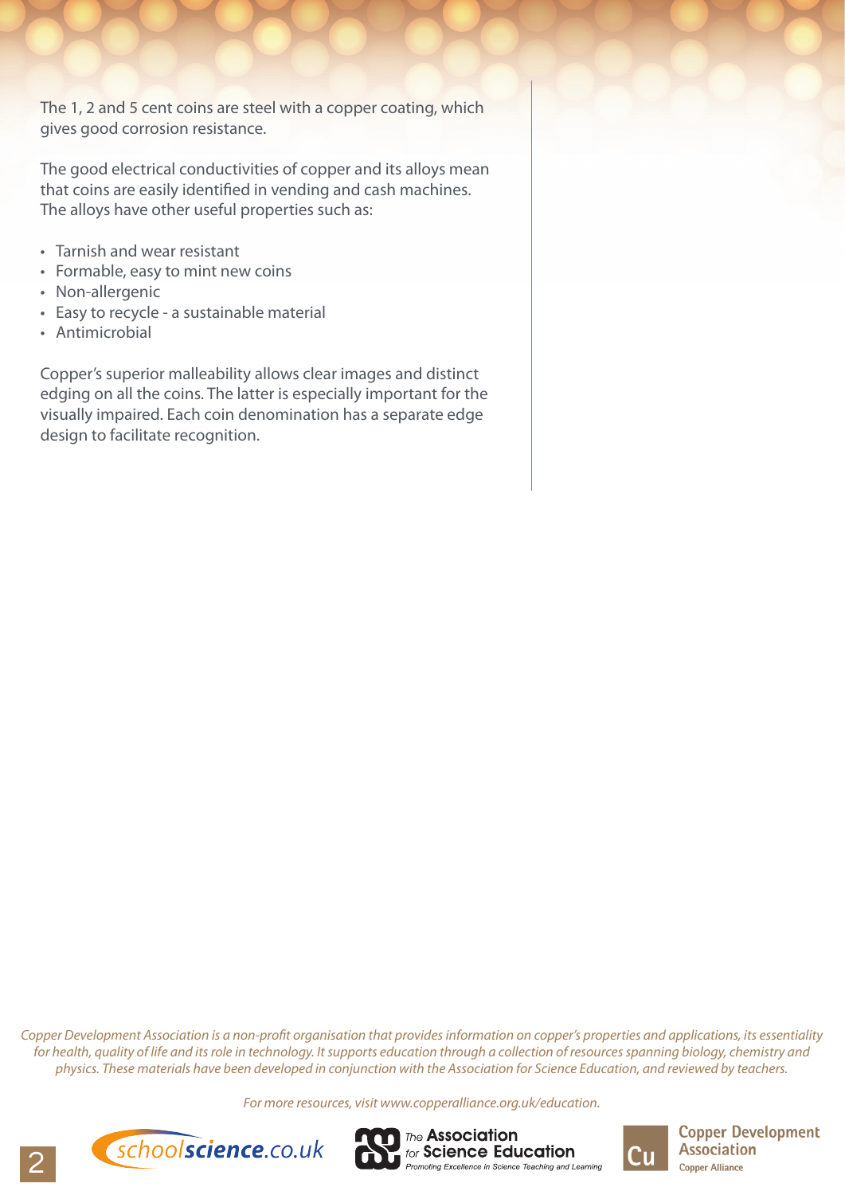The 1, 2 and 5 cent coins are steel with a copper coating, which gives good corrosion resistance.

The good electrical conductivities of copper and its alloys mean that coins are easily identified in vending and cash machines. The alloys have other useful properties such as:

- Tarnish and wear resistant
- Formable, easy to mint new coins
- Non-allergenic
- Easy to recycle - a sustainable material
- Antimicrobial

Copper's superior malleability allows clear images and distinct edging on all the coins. The latter is especially important for the visually impaired. Each coin denomination has a separate edge design to facilitate recognition.

*Copper Development Association is a non-profit organisation that provides information on copper's properties and applications, its essentiality for health, quality of life and its role in technology. It supports education through a collection of resources spanning biology, chemistry and physics. These materials have been developed in conjunction with the Association for Science Education, and reviewed by teachers.*

*For more resources, visit www.copperalliance.org.uk/education.*

schoolscience.co.uk

The Association for Science Education — Promoting Excellence in Science Teaching and Learning

Cu Copper Development Association — Copper Alliance